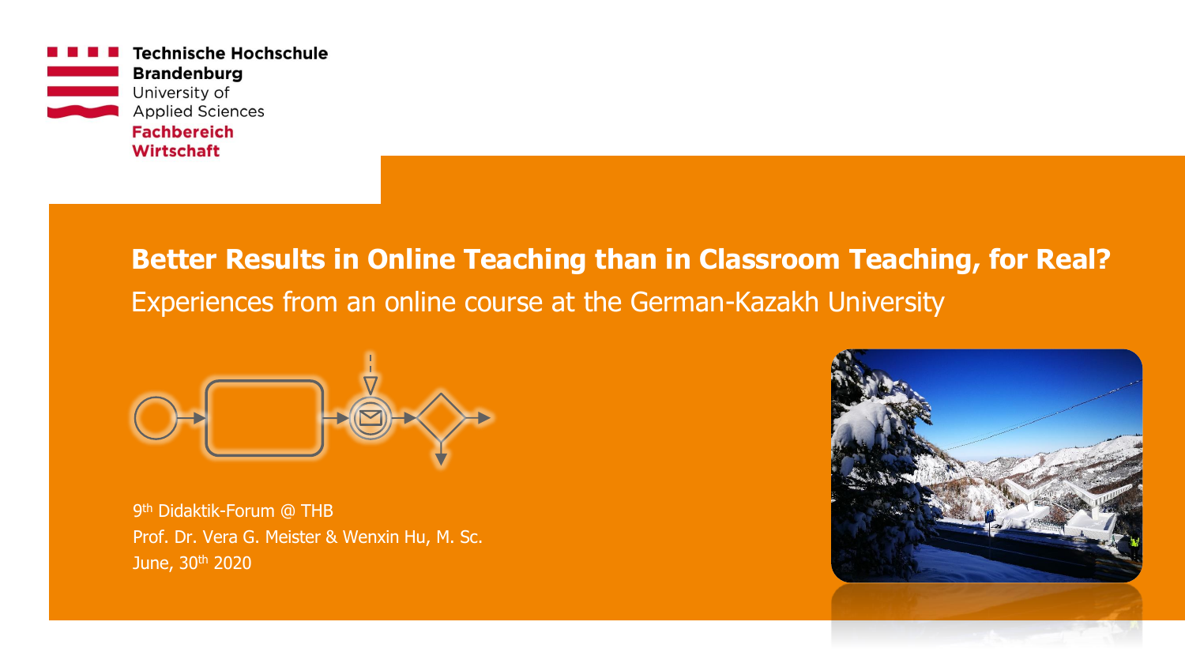Technische Hochschule Brandenburg
University of Applied Sciences
Fachbereich Wirtschaft

# Better Results in Online Teaching than in Classroom Teaching, for Real?

## Experiences from an online course at the German-Kazakh University

9th Didaktik-Forum @ THB

Prof. Dr. Vera G. Meister & Wenxin Hu, M. Sc.

June, 30th 2020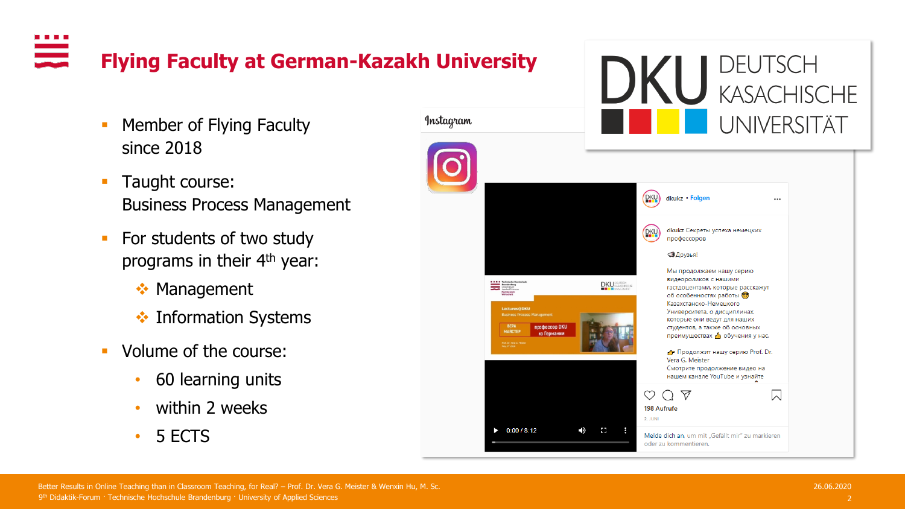# Flying Faculty at German-Kazakh University

- Member of Flying Faculty since 2018
- Taught course: Business Process Management
- For students of two study programs in their 4th year:
  - Management
  - Information Systems
- Volume of the course:
  - 60 learning units
  - within 2 weeks
  - 5 ECTS

DKU DEUTSCH KASACHISCHE UNIVERSITÄT

Instagram

dkukz • Folgen

dkukz Секреты успеха немецких профессоров

Друзья!

Мы продолжаем нашу серию видеороликов с нашими гастдоцентами, которые расскажут об особенностях работы Казахстанско-Немецкого Университета, о дисциплинах, которые они ведут для наших студентов, а также об основных преимуществах обучения у нас.

Продолжит нашу серию Prof. Dr. Vera G. Meister
Смотрите продолжение видео на нашем канале YouTube и узнайте

198 Aufrufe

2. JUNI

Melde dich an, um mit „Gefällt mir" zu markieren oder zu kommentieren.

Lectures@DKU
Business Process Management
ВЕРА МАЙСТЕР профессор DKU из Германии

0:00 / 8:12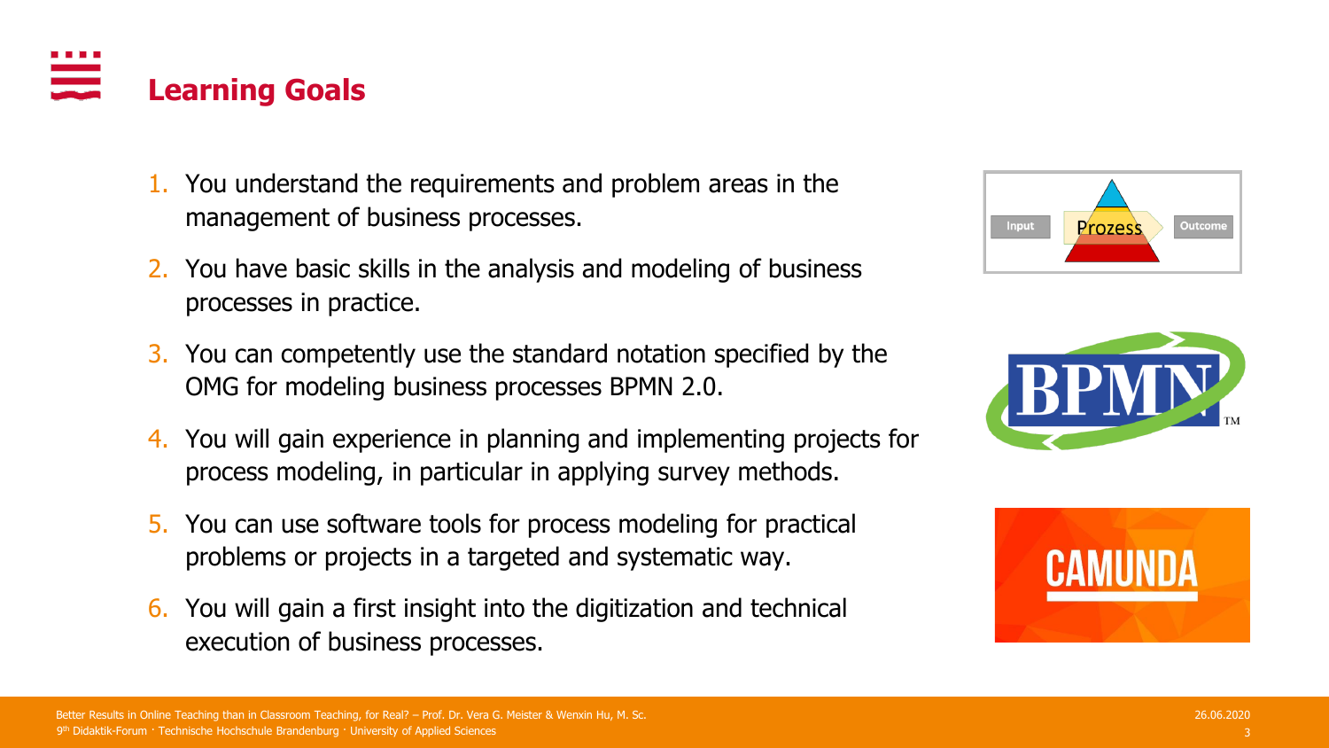# Learning Goals

1. You understand the requirements and problem areas in the management of business processes.
2. You have basic skills in the analysis and modeling of business processes in practice.
3. You can competently use the standard notation specified by the OMG for modeling business processes BPMN 2.0.
4. You will gain experience in planning and implementing projects for process modeling, in particular in applying survey methods.
5. You can use software tools for process modeling for practical problems or projects in a targeted and systematic way.
6. You will gain a first insight into the digitization and technical execution of business processes.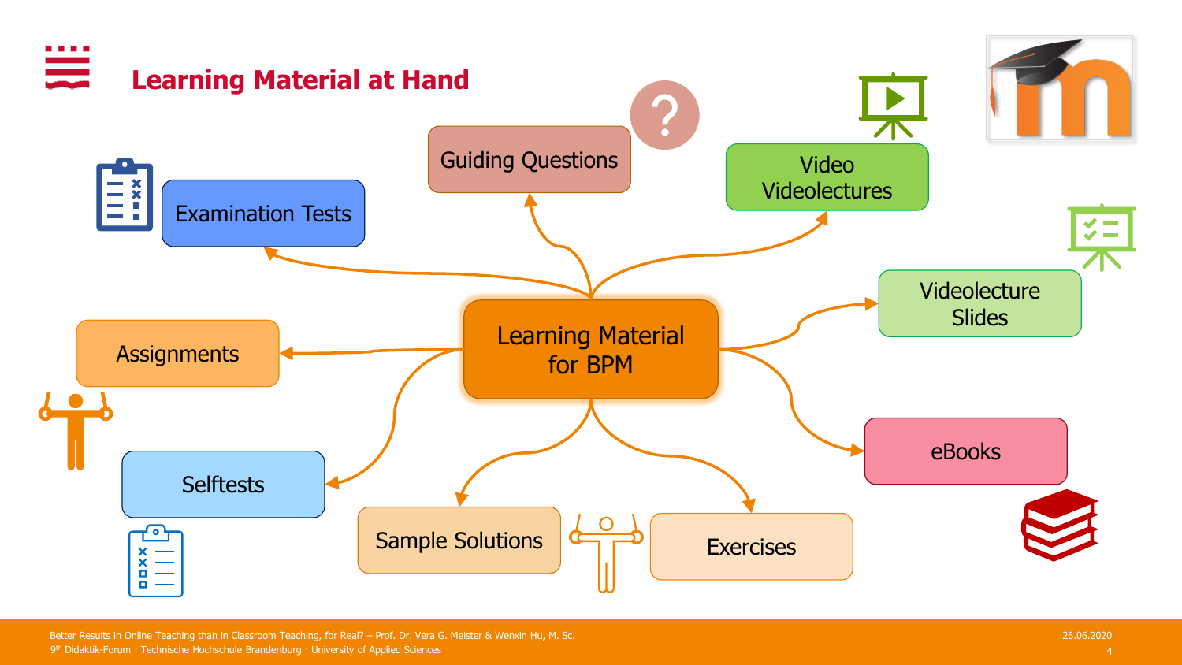# Learning Material at Hand

- Learning Material for BPM
  - Examination Tests
  - Guiding Questions
  - Video Videolectures
  - Videolecture Slides
  - eBooks
  - Exercises
  - Sample Solutions
  - Selftests
  - Assignments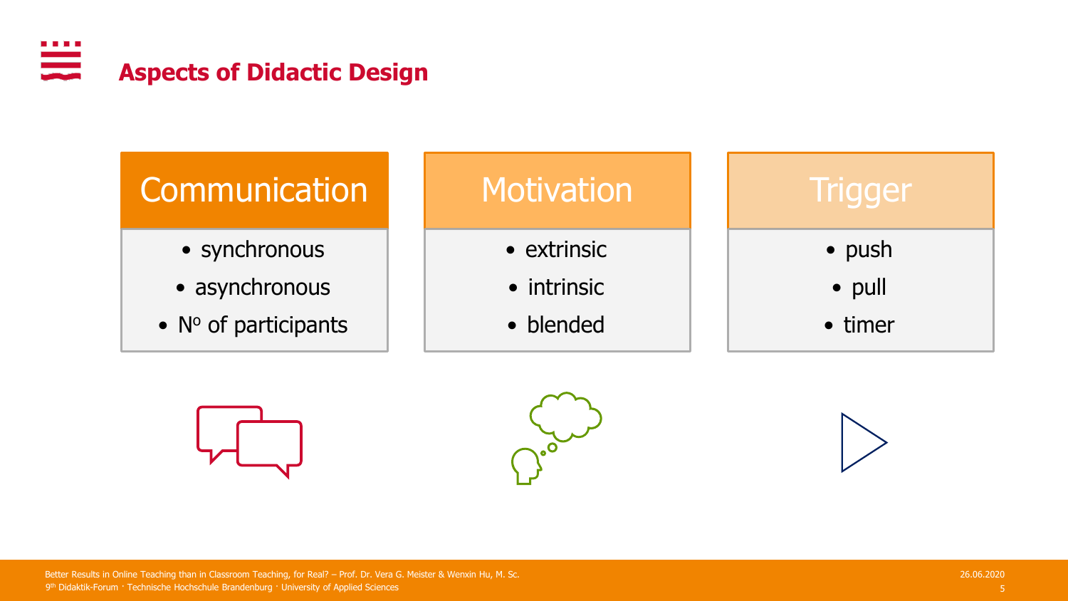# Aspects of Didactic Design

## Communication

- synchronous
- asynchronous
- Nº of participants

## Motivation

- extrinsic
- intrinsic
- blended

## Trigger

- push
- pull
- timer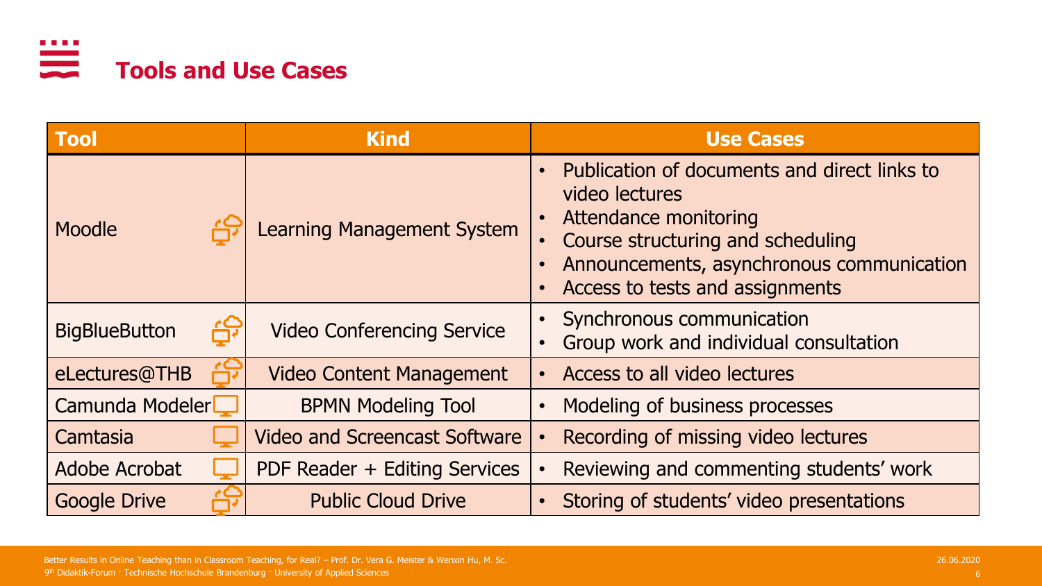## Tools and Use Cases

| Tool | Kind | Use Cases |
| --- | --- | --- |
| Moodle | Learning Management System | • Publication of documents and direct links to video lectures<br>• Attendance monitoring<br>• Course structuring and scheduling<br>• Announcements, asynchronous communication<br>• Access to tests and assignments |
| BigBlueButton | Video Conferencing Service | • Synchronous communication<br>• Group work and individual consultation |
| eLectures@THB | Video Content Management | • Access to all video lectures |
| Camunda Modeler | BPMN Modeling Tool | • Modeling of business processes |
| Camtasia | Video and Screencast Software | • Recording of missing video lectures |
| Adobe Acrobat | PDF Reader + Editing Services | • Reviewing and commenting students' work |
| Google Drive | Public Cloud Drive | • Storing of students' video presentations |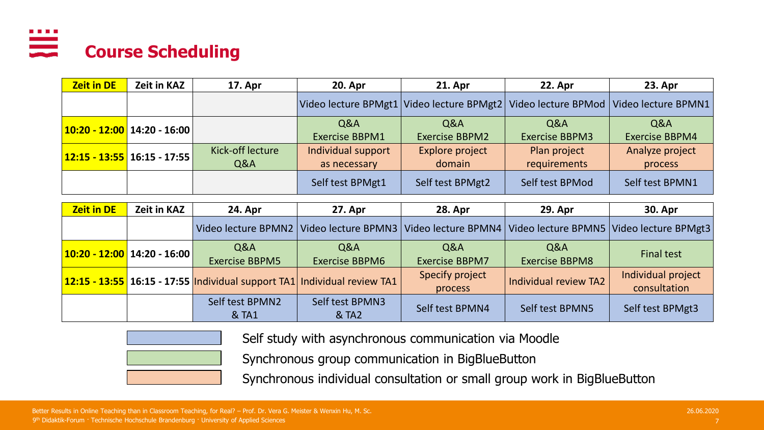# Course Scheduling

| Zeit in DE | Zeit in KAZ | 17. Apr | 20. Apr | 21. Apr | 22. Apr | 23. Apr |
|---|---|---|---|---|---|---|
| | | | Video lecture BPMgt1 | Video lecture BPMgt2 | Video lecture BPMod | Video lecture BPMN1 |
| 10:20 - 12:00 | 14:20 - 16:00 | | Q&A Exercise BBPM1 | Q&A Exercise BBPM2 | Q&A Exercise BBPM3 | Q&A Exercise BBPM4 |
| 12:15 - 13:55 | 16:15 - 17:55 | Kick-off lecture Q&A | Individual support as necessary | Explore project domain | Plan project requirements | Analyze project process |
| | | | Self test BPMgt1 | Self test BPMgt2 | Self test BPMod | Self test BPMN1 |

| Zeit in DE | Zeit in KAZ | 24. Apr | 27. Apr | 28. Apr | 29. Apr | 30. Apr |
|---|---|---|---|---|---|---|
| | | Video lecture BPMN2 | Video lecture BPMN3 | Video lecture BPMN4 | Video lecture BPMN5 | Video lecture BPMgt3 |
| 10:20 - 12:00 | 14:20 - 16:00 | Q&A Exercise BBPM5 | Q&A Exercise BBPM6 | Q&A Exercise BBPM7 | Q&A Exercise BBPM8 | Final test |
| 12:15 - 13:55 | 16:15 - 17:55 | Individual support TA1 | Individual review TA1 | Specify project process | Individual review TA2 | Individual project consultation |
| | | Self test BPMN2 & TA1 | Self test BPMN3 & TA2 | Self test BPMN4 | Self test BPMN5 | Self test BPMgt3 |

- Blue: Self study with asynchronous communication via Moodle
- Green: Synchronous group communication in BigBlueButton
- Orange: Synchronous individual consultation or small group work in BigBlueButton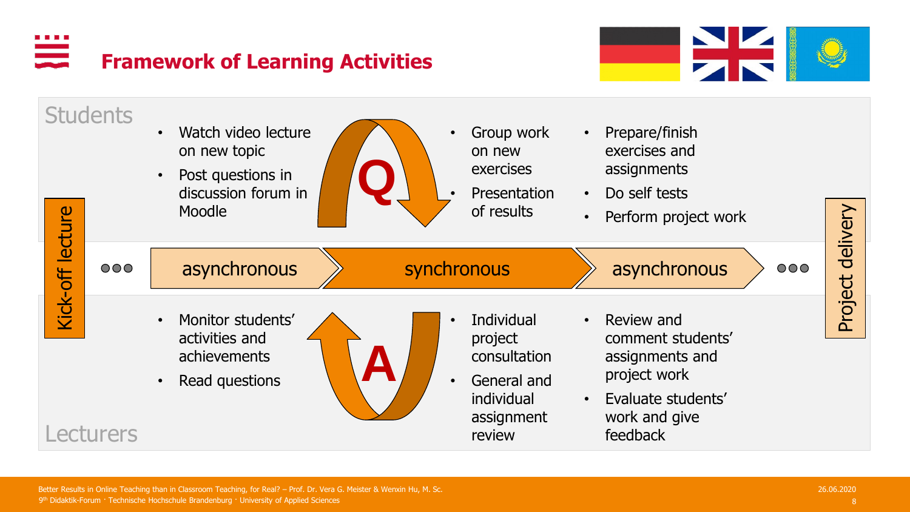# Framework of Learning Activities

## Students

**Kick-off lecture** ○○○

| | asynchronous | synchronous | asynchronous |
|---|---|---|---|
| **Students** | • Watch video lecture on new topic<br>• Post questions in discussion forum in Moodle | • Group work on new exercises<br>• Presentation of results | • Prepare/finish exercises and assignments<br>• Do self tests<br>• Perform project work |
| **Lecturers** | • Monitor students' activities and achievements<br>• Read questions | • Individual project consultation<br>• General and individual assignment review | • Review and comment students' assignments and project work<br>• Evaluate students' work and give feedback |

Q → A

○○○ **Project delivery**

## Lecturers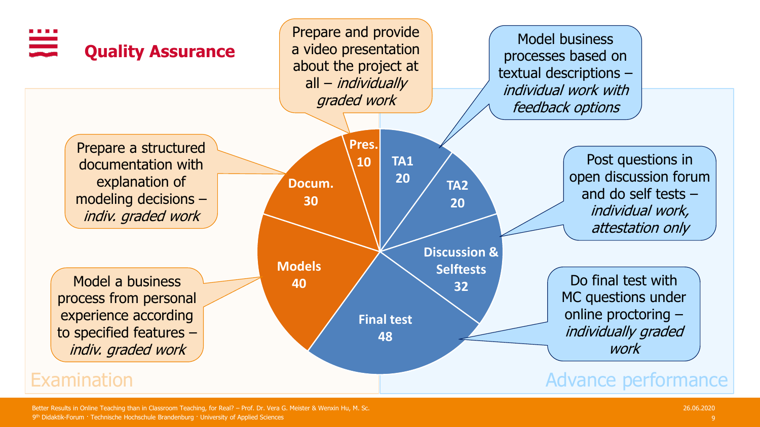## Quality Assurance

Prepare and provide a video presentation about the project at all – *individually graded work*

Model business processes based on textual descriptions – *individual work with feedback options*

Prepare a structured documentation with explanation of modeling decisions – *indiv. graded work*

Post questions in open discussion forum and do self tests – *individual work, attestation only*

Model a business process from personal experience according to specified features – *indiv. graded work*

Do final test with MC questions under online proctoring – *individually graded work*

| Segment | Points |
|---|---|
| Pres. | 10 |
| Docum. | 30 |
| Models | 40 |
| TA1 | 20 |
| TA2 | 20 |
| Discussion & Selftests | 32 |
| Final test | 48 |

Examination

Advance performance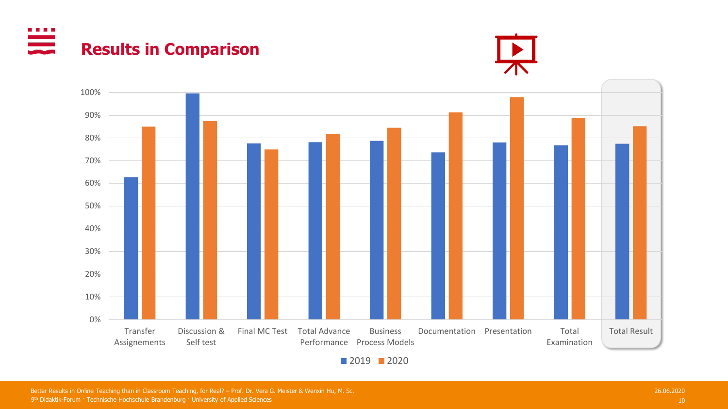## Results in Comparison

100%
90%
80%
70%
60%
50%
40%
30%
20%
10%
0%

Transfer Assignements · Discussion & Self test · Final MC Test · Total Advance Performance · Business Process Models · Documentation · Presentation · Total Examination · Total Result

2019 · 2020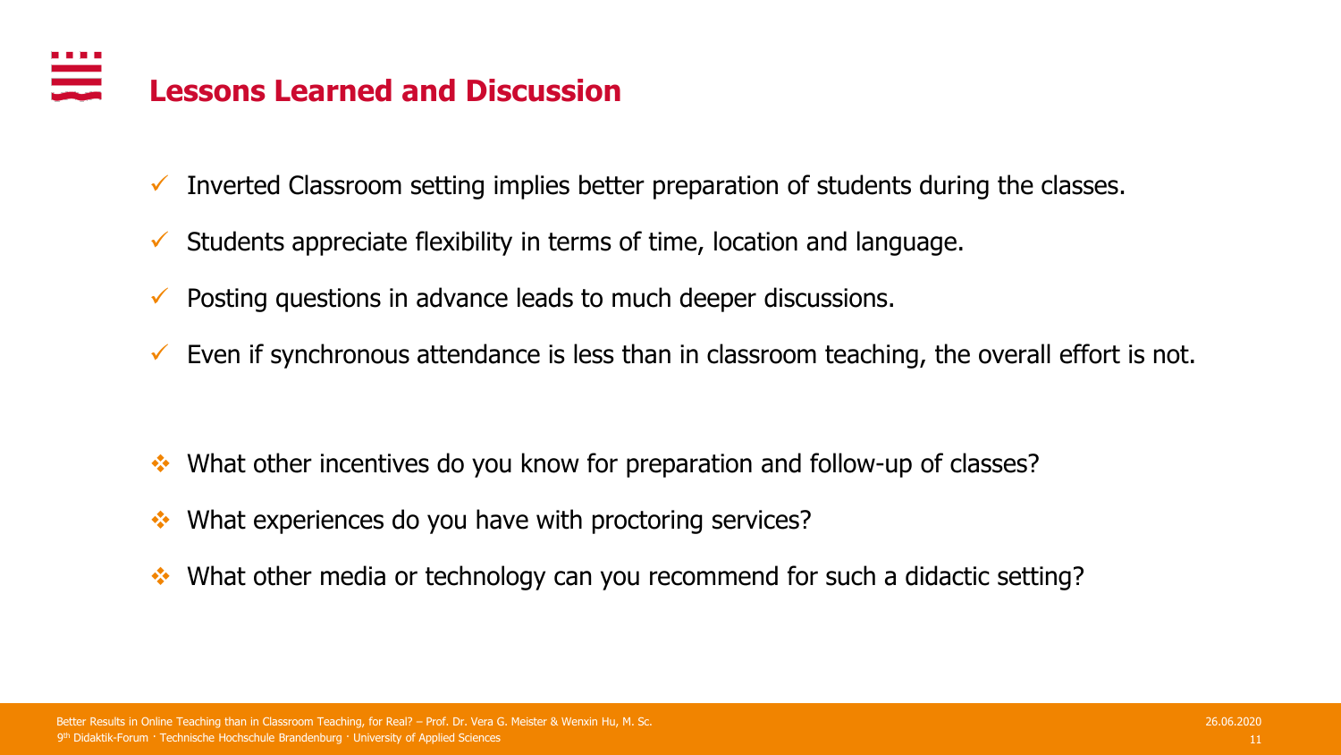# Lessons Learned and Discussion

- ✓ Inverted Classroom setting implies better preparation of students during the classes.
- ✓ Students appreciate flexibility in terms of time, location and language.
- ✓ Posting questions in advance leads to much deeper discussions.
- ✓ Even if synchronous attendance is less than in classroom teaching, the overall effort is not.

- ❖ What other incentives do you know for preparation and follow-up of classes?
- ❖ What experiences do you have with proctoring services?
- ❖ What other media or technology can you recommend for such a didactic setting?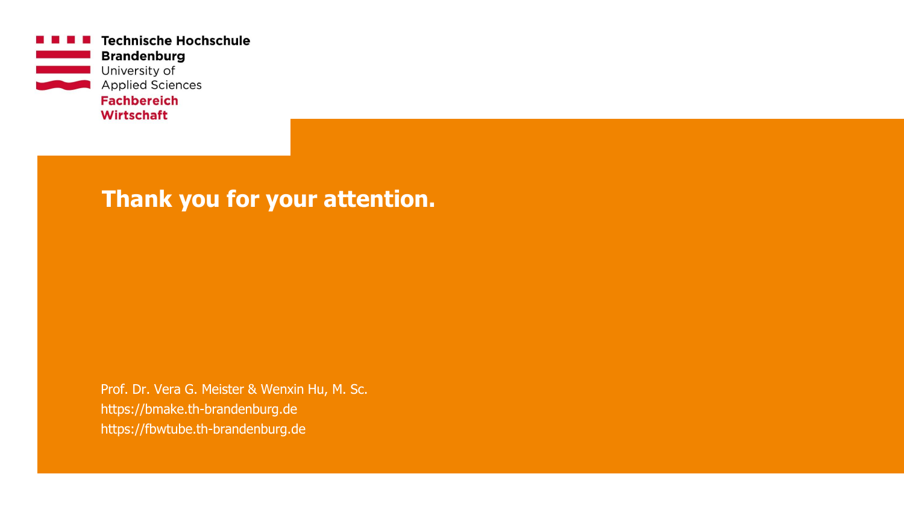Technische Hochschule
Brandenburg
University of
Applied Sciences
Fachbereich
Wirtschaft

# Thank you for your attention.

Prof. Dr. Vera G. Meister & Wenxin Hu, M. Sc.
https://bmake.th-brandenburg.de
https://fbwtube.th-brandenburg.de